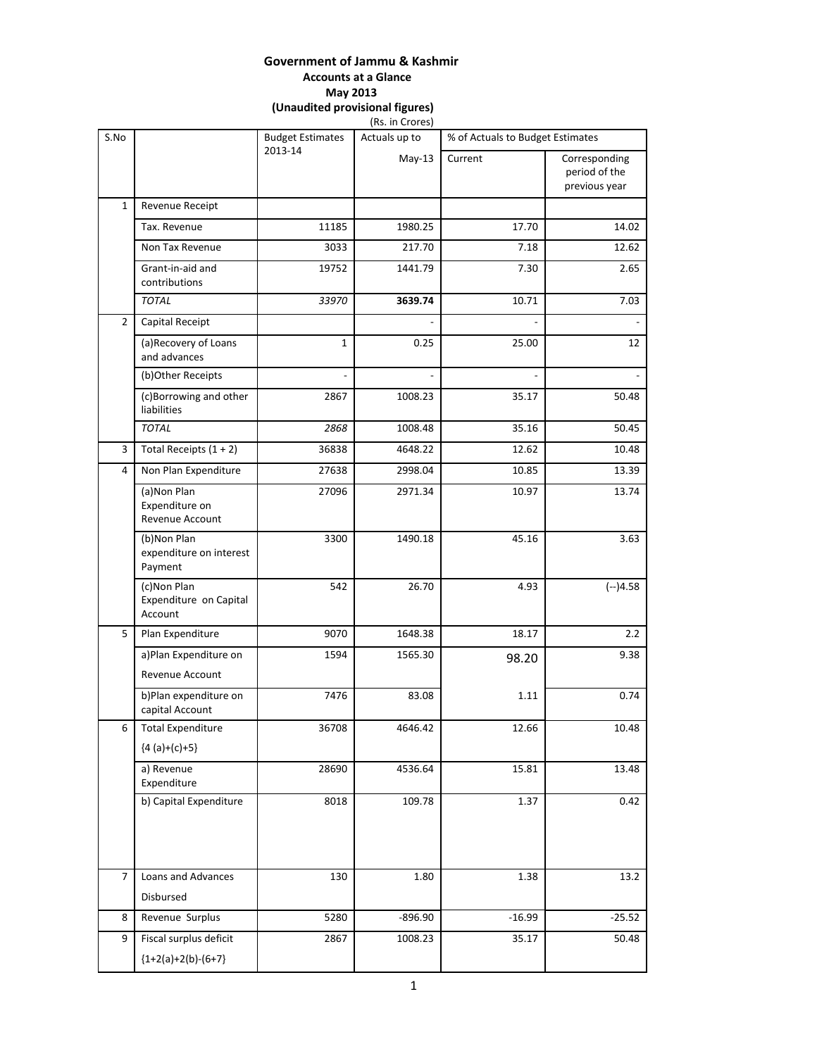**Government of Jammu & Kashmir**

**Accounts at a Glance**

**May 2013**

**(Unaudited provisional figures)**

(Rs. in Crores)

| S.No | | Budget Estimates 2013-14 | Actuals up to May-13 | % of Actuals to Budget Estimates | |
|---|---|---|---|---|---|
| | | | | Current | Corresponding period of the previous year |
| 1 | Revenue Receipt | | | | |
| | Tax. Revenue | 11185 | 1980.25 | 17.70 | 14.02 |
| | Non Tax Revenue | 3033 | 217.70 | 7.18 | 12.62 |
| | Grant-in-aid and contributions | 19752 | 1441.79 | 7.30 | 2.65 |
| | *TOTAL* | *33970* | **3639.74** | 10.71 | 7.03 |
| 2 | Capital Receipt | | - | - | - |
| | (a)Recovery of Loans and advances | 1 | 0.25 | 25.00 | 12 |
| | (b)Other Receipts | - | - | - | - |
| | (c)Borrowing and other liabilities | 2867 | 1008.23 | 35.17 | 50.48 |
| | *TOTAL* | *2868* | 1008.48 | 35.16 | 50.45 |
| 3 | Total Receipts (1 + 2) | 36838 | 4648.22 | 12.62 | 10.48 |
| 4 | Non Plan Expenditure | 27638 | 2998.04 | 10.85 | 13.39 |
| | (a)Non Plan Expenditure on Revenue Account | 27096 | 2971.34 | 10.97 | 13.74 |
| | (b)Non Plan expenditure on interest Payment | 3300 | 1490.18 | 45.16 | 3.63 |
| | (c)Non Plan Expenditure on Capital Account | 542 | 26.70 | 4.93 | (--)4.58 |
| 5 | Plan Expenditure | 9070 | 1648.38 | 18.17 | 2.2 |
| | a)Plan Expenditure on Revenue Account | 1594 | 1565.30 | 98.20 | 9.38 |
| | b)Plan expenditure on capital Account | 7476 | 83.08 | 1.11 | 0.74 |
| 6 | Total Expenditure {4 (a)+(c)+5} | 36708 | 4646.42 | 12.66 | 10.48 |
| | a) Revenue Expenditure | 28690 | 4536.64 | 15.81 | 13.48 |
| | b) Capital Expenditure | 8018 | 109.78 | 1.37 | 0.42 |
| 7 | Loans and Advances Disbursed | 130 | 1.80 | 1.38 | 13.2 |
| 8 | Revenue Surplus | 5280 | -896.90 | -16.99 | -25.52 |
| 9 | Fiscal surplus deficit {1+2(a)+2(b)-(6+7} | 2867 | 1008.23 | 35.17 | 50.48 |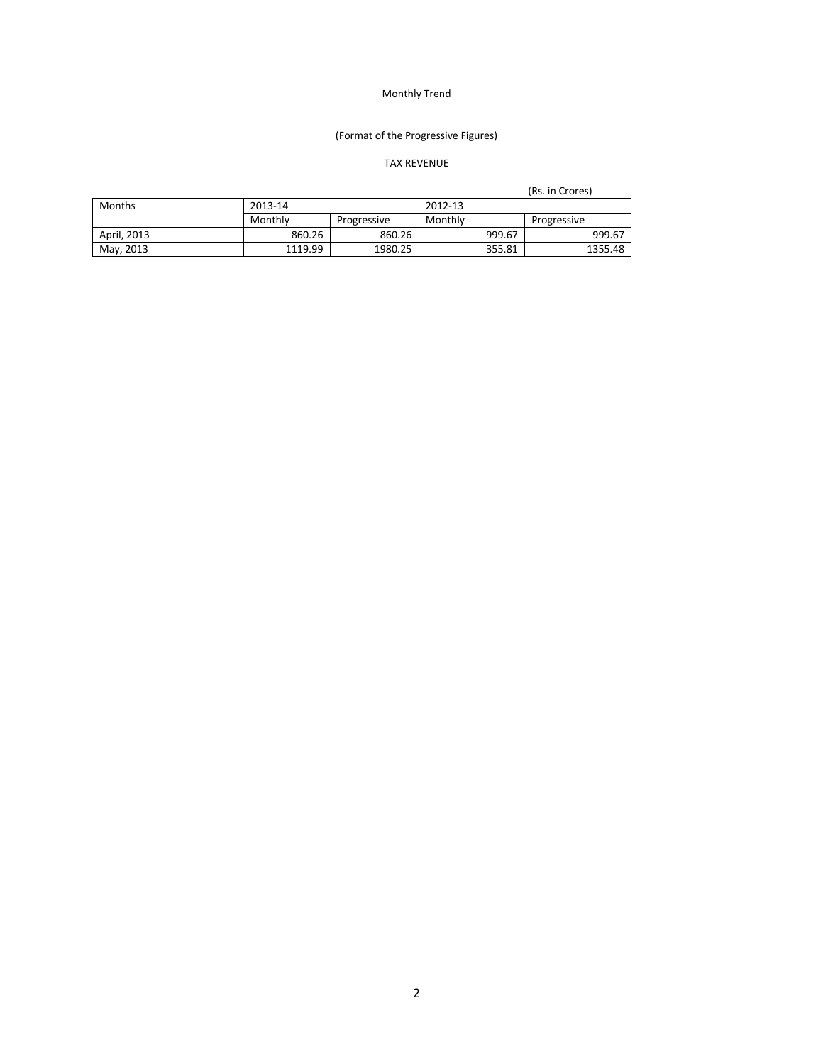Monthly Trend

(Format of the Progressive Figures)

TAX REVENUE

(Rs. in Crores)

| Months | 2013-14 | | 2012-13 | |
|---|---|---|---|---|
| | Monthly | Progressive | Monthly | Progressive |
| April, 2013 | 860.26 | 860.26 | 999.67 | 999.67 |
| May, 2013 | 1119.99 | 1980.25 | 355.81 | 1355.48 |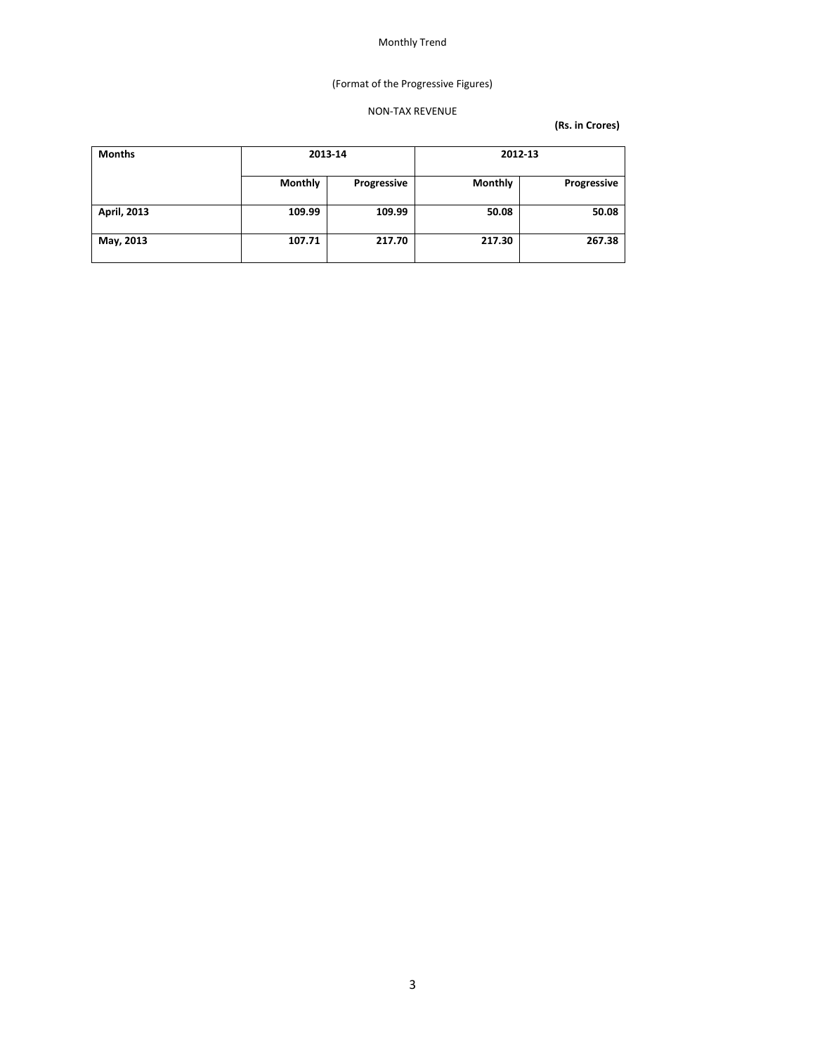Monthly Trend

(Format of the Progressive Figures)

NON-TAX REVENUE

**(Rs. in Crores)**

| Months | 2013-14 | | 2012-13 | |
|---|---|---|---|---|
| | Monthly | Progressive | Monthly | Progressive |
| **April, 2013** | **109.99** | **109.99** | **50.08** | **50.08** |
| **May, 2013** | **107.71** | **217.70** | **217.30** | **267.38** |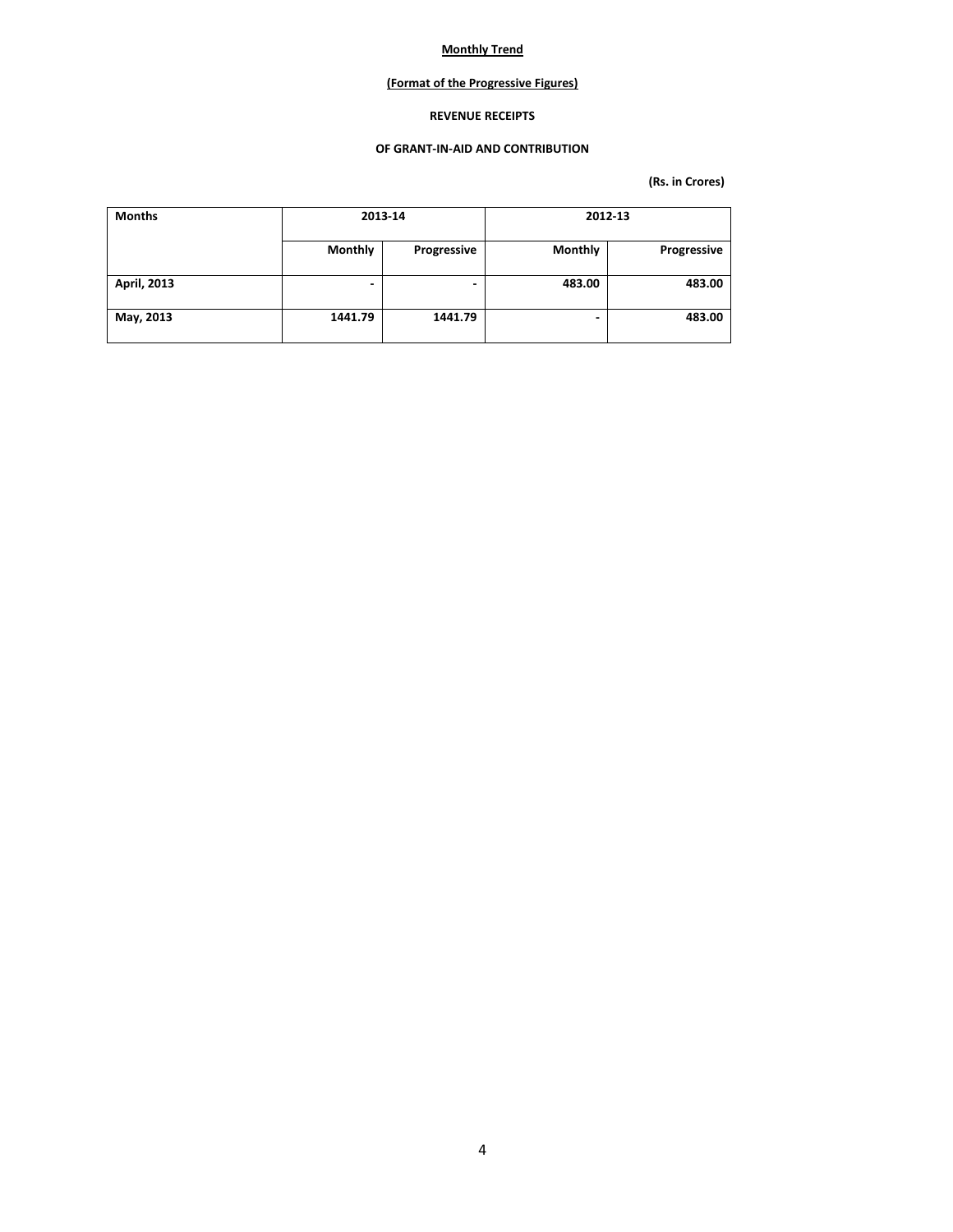**Monthly Trend**

**(Format of the Progressive Figures)**

**REVENUE RECEIPTS**

**OF GRANT-IN-AID AND CONTRIBUTION**

**(Rs. in Crores)**

| Months | 2013-14 | | 2012-13 | |
|---|---|---|---|---|
| | Monthly | Progressive | Monthly | Progressive |
| April, 2013 | - | - | 483.00 | 483.00 |
| May, 2013 | 1441.79 | 1441.79 | - | 483.00 |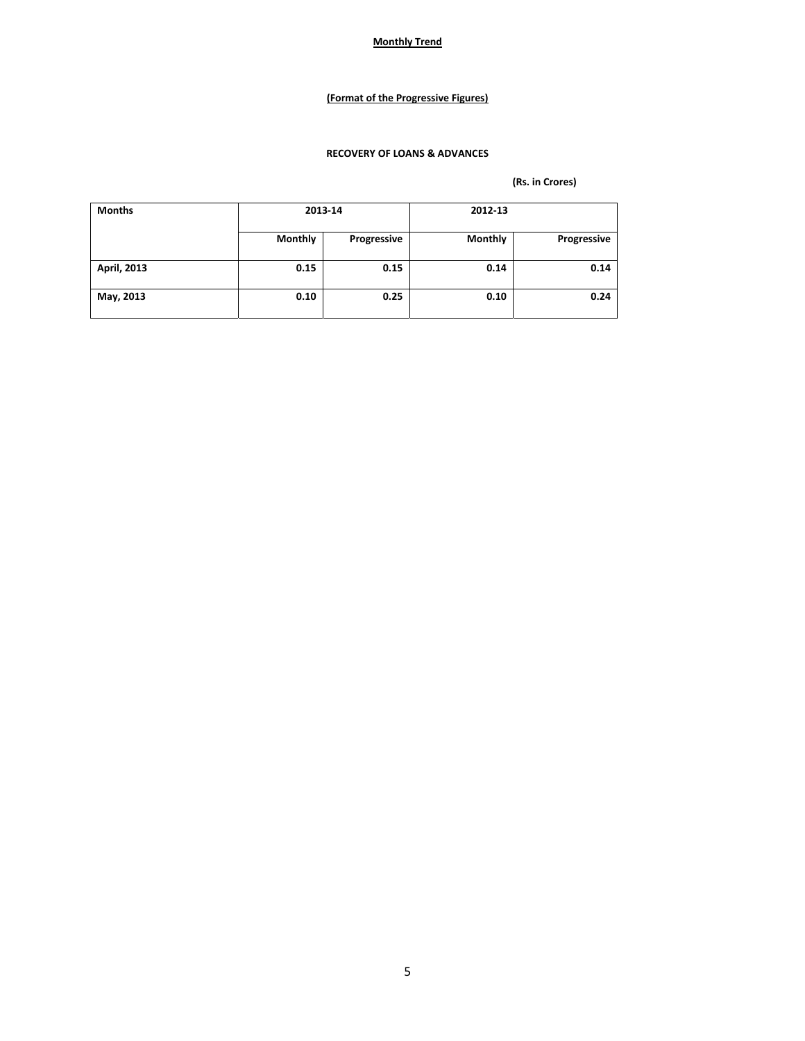**Monthly Trend**

**(Format of the Progressive Figures)**

**RECOVERY OF LOANS & ADVANCES**

**(Rs. in Crores)**

| Months | 2013-14 | | 2012-13 | |
|---|---|---|---|---|
| | Monthly | Progressive | Monthly | Progressive |
| April, 2013 | 0.15 | 0.15 | 0.14 | 0.14 |
| May, 2013 | 0.10 | 0.25 | 0.10 | 0.24 |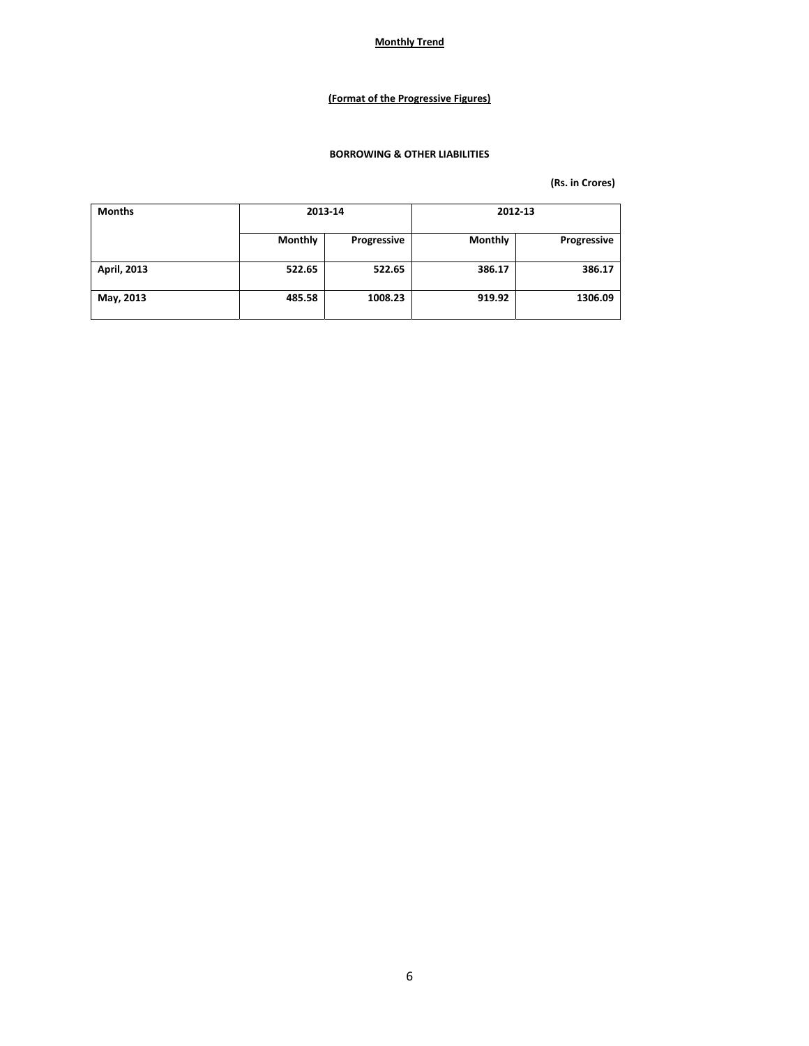**Monthly Trend**

**(Format of the Progressive Figures)**

**BORROWING & OTHER LIABILITIES**

**(Rs. in Crores)**

| Months | 2013-14 | | 2012-13 | |
|---|---|---|---|---|
| | Monthly | Progressive | Monthly | Progressive |
| April, 2013 | 522.65 | 522.65 | 386.17 | 386.17 |
| May, 2013 | 485.58 | 1008.23 | 919.92 | 1306.09 |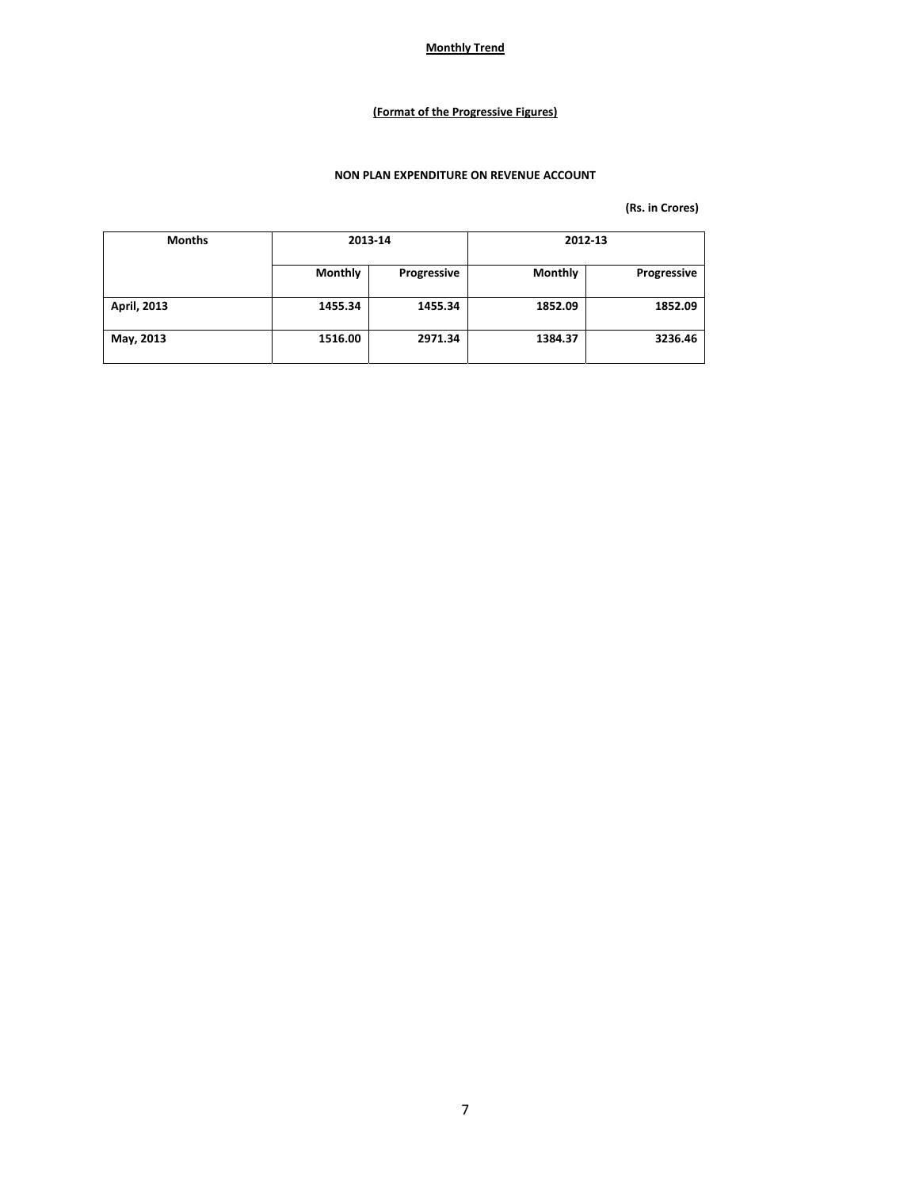**Monthly Trend**

**(Format of the Progressive Figures)**

**NON PLAN EXPENDITURE ON REVENUE ACCOUNT**

**(Rs. in Crores)**

| Months | 2013-14 | | 2012-13 | |
|---|---|---|---|---|
| | Monthly | Progressive | Monthly | Progressive |
| April, 2013 | 1455.34 | 1455.34 | 1852.09 | 1852.09 |
| May, 2013 | 1516.00 | 2971.34 | 1384.37 | 3236.46 |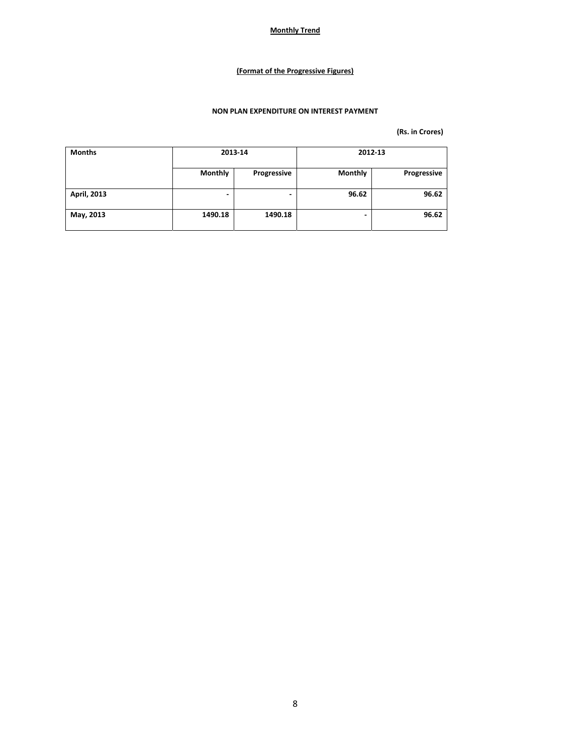**Monthly Trend**

**(Format of the Progressive Figures)**

**NON PLAN EXPENDITURE ON INTEREST PAYMENT**

**(Rs. in Crores)**

| Months | 2013-14 | | 2012-13 | |
|---|---|---|---|---|
| | Monthly | Progressive | Monthly | Progressive |
| April, 2013 | - | - | 96.62 | 96.62 |
| May, 2013 | 1490.18 | 1490.18 | - | 96.62 |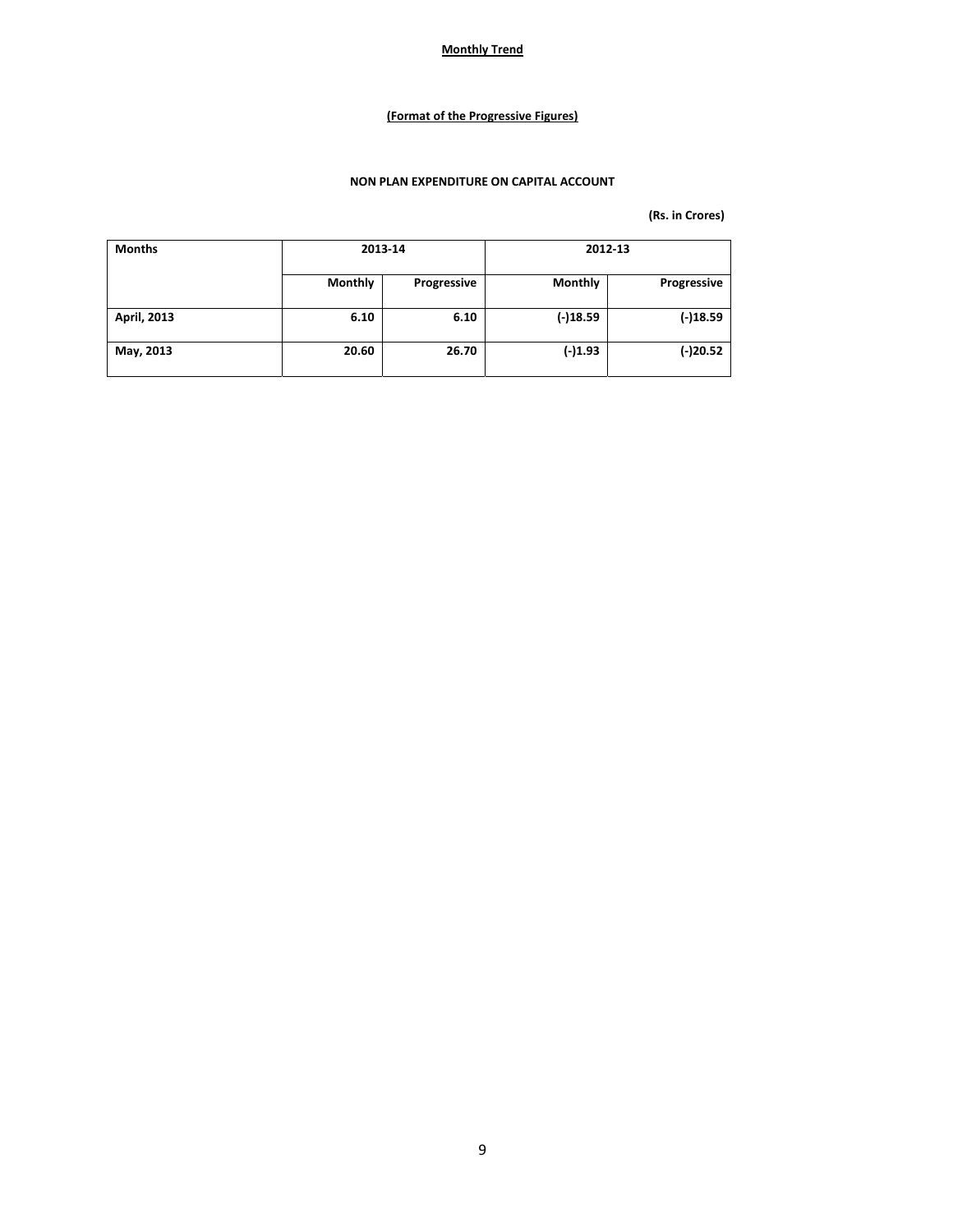**Monthly Trend**

**(Format of the Progressive Figures)**

**NON PLAN EXPENDITURE ON CAPITAL ACCOUNT**

**(Rs. in Crores)**

| Months | 2013-14 | | 2012-13 | |
|---|---|---|---|---|
| | Monthly | Progressive | Monthly | Progressive |
| April, 2013 | 6.10 | 6.10 | (-)18.59 | (-)18.59 |
| May, 2013 | 20.60 | 26.70 | (-)1.93 | (-)20.52 |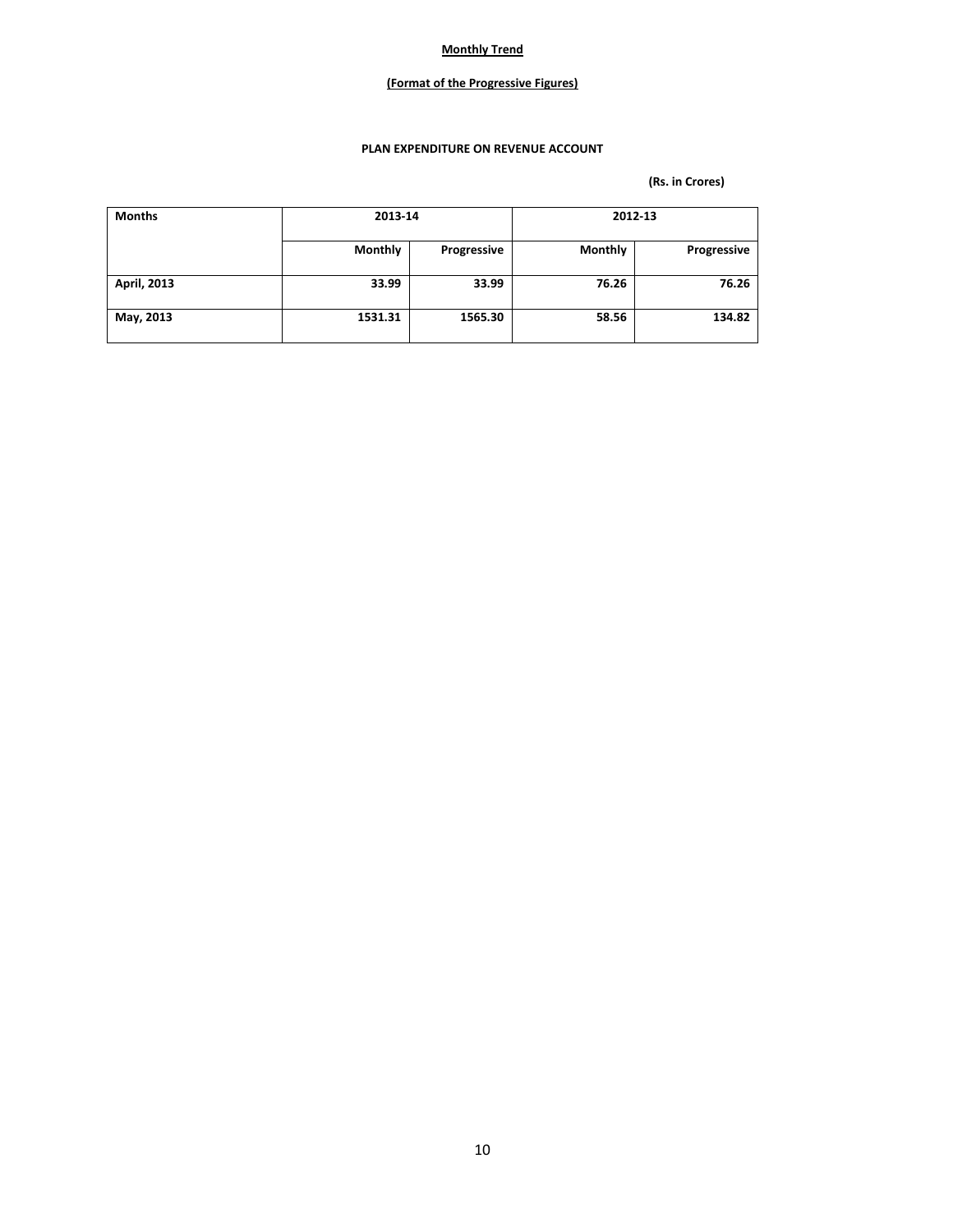**Monthly Trend**

**(Format of the Progressive Figures)**

**PLAN EXPENDITURE ON REVENUE ACCOUNT**

**(Rs. in Crores)**

| Months | 2013-14 | | 2012-13 | |
|---|---|---|---|---|
| | Monthly | Progressive | Monthly | Progressive |
| April, 2013 | 33.99 | 33.99 | 76.26 | 76.26 |
| May, 2013 | 1531.31 | 1565.30 | 58.56 | 134.82 |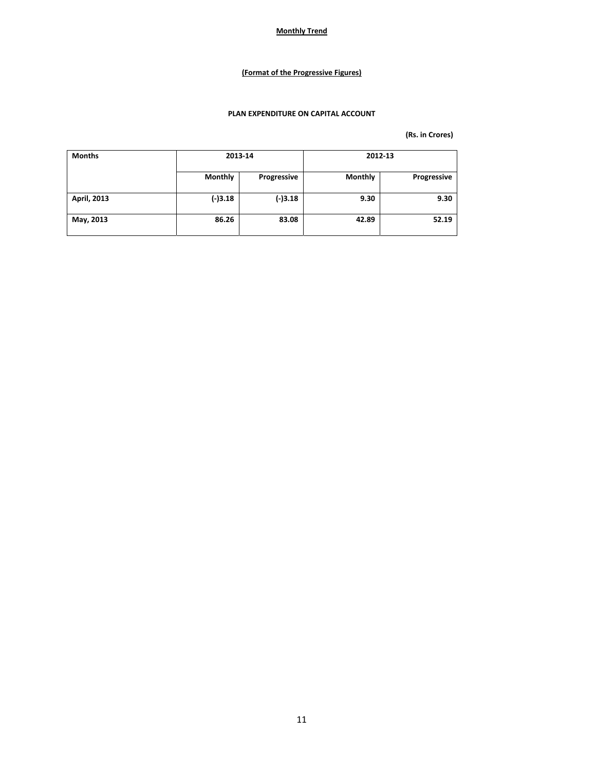**Monthly Trend**

**(Format of the Progressive Figures)**

**PLAN EXPENDITURE ON CAPITAL ACCOUNT**

**(Rs. in Crores)**

| Months | 2013-14 | | 2012-13 | |
|---|---|---|---|---|
| | Monthly | Progressive | Monthly | Progressive |
| April, 2013 | (-)3.18 | (-)3.18 | 9.30 | 9.30 |
| May, 2013 | 86.26 | 83.08 | 42.89 | 52.19 |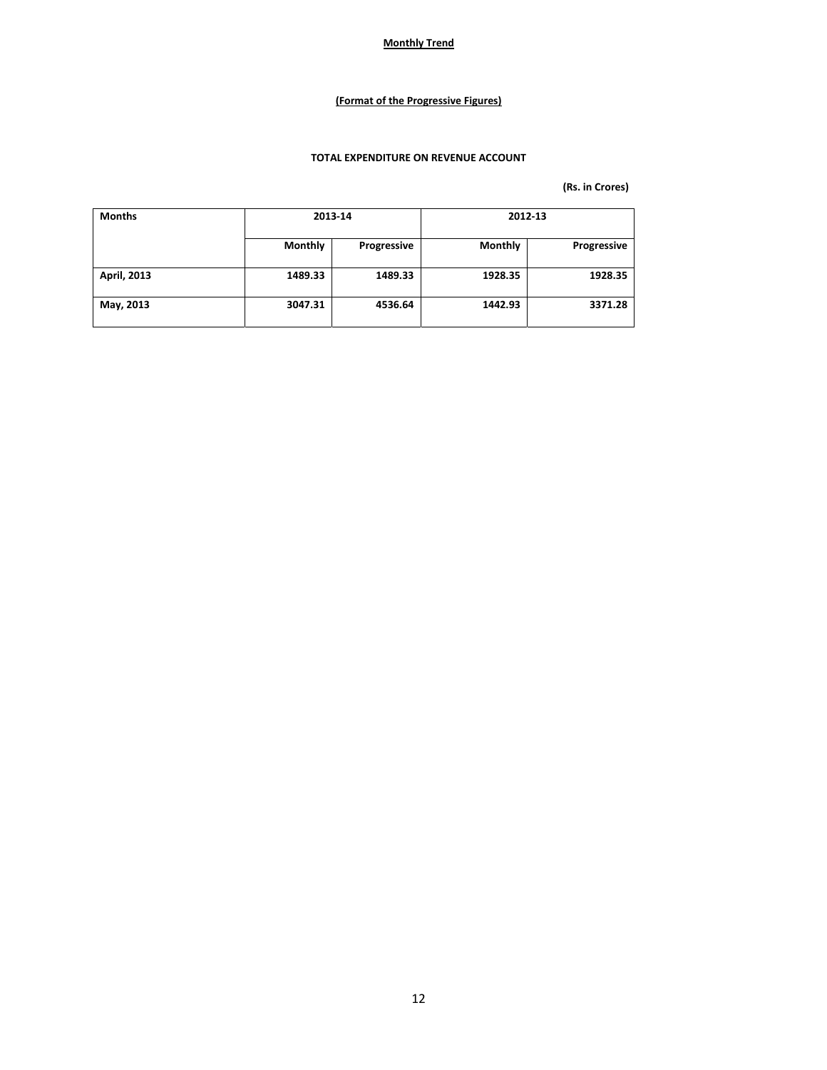**Monthly Trend**

**(Format of the Progressive Figures)**

**TOTAL EXPENDITURE ON REVENUE ACCOUNT**

**(Rs. in Crores)**

| Months | 2013-14 | | 2012-13 | |
|---|---|---|---|---|
| | Monthly | Progressive | Monthly | Progressive |
| April, 2013 | 1489.33 | 1489.33 | 1928.35 | 1928.35 |
| May, 2013 | 3047.31 | 4536.64 | 1442.93 | 3371.28 |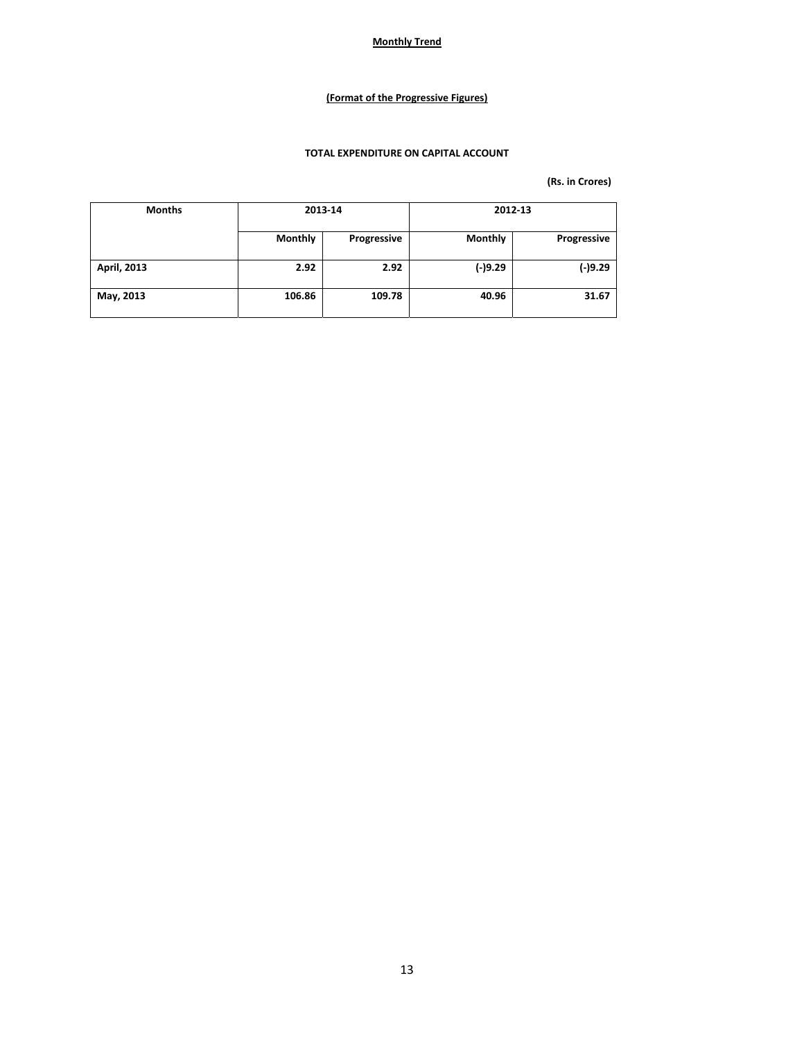**Monthly Trend**

**(Format of the Progressive Figures)**

**TOTAL EXPENDITURE ON CAPITAL ACCOUNT**

**(Rs. in Crores)**

| Months | 2013-14 | | 2012-13 | |
|---|---|---|---|---|
| | Monthly | Progressive | Monthly | Progressive |
| April, 2013 | 2.92 | 2.92 | (-)9.29 | (-)9.29 |
| May, 2013 | 106.86 | 109.78 | 40.96 | 31.67 |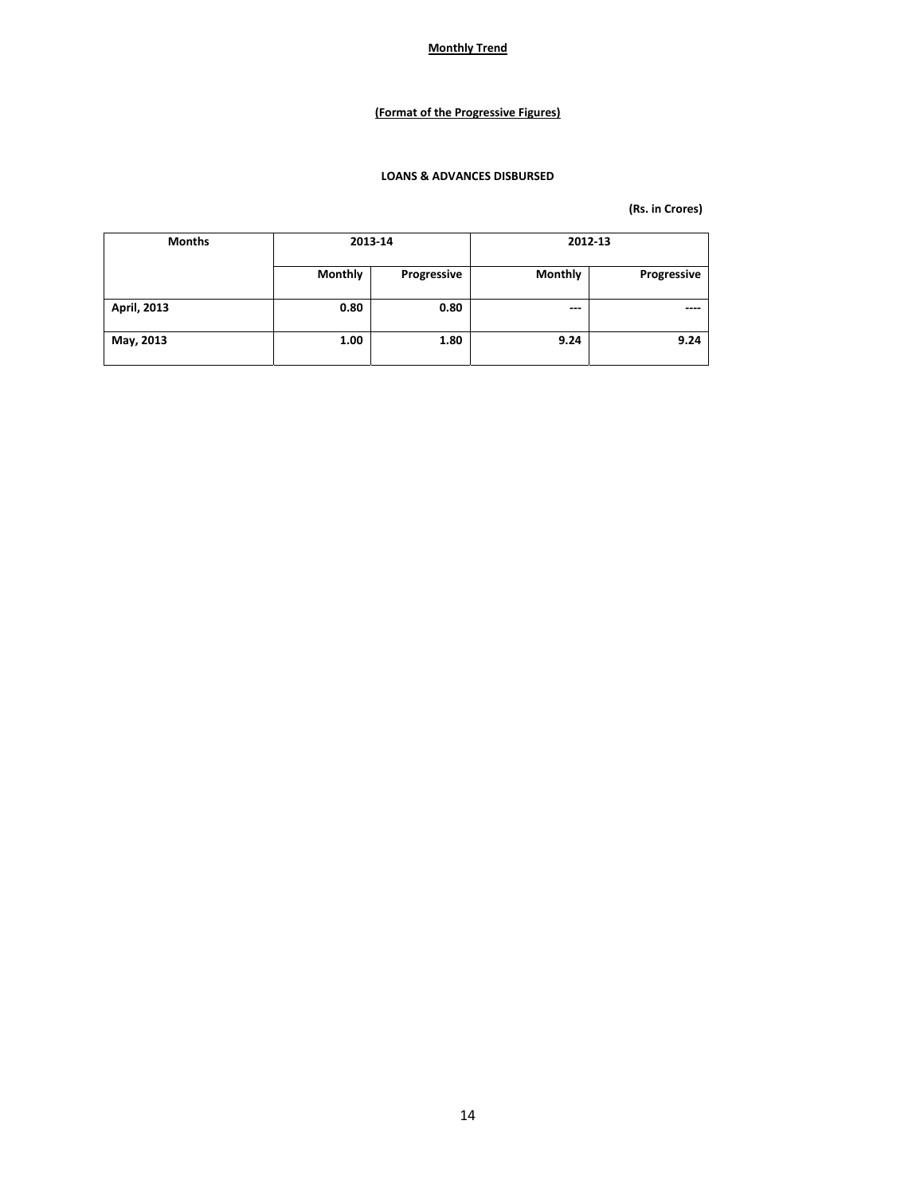**Monthly Trend**

**(Format of the Progressive Figures)**

**LOANS & ADVANCES DISBURSED**

**(Rs. in Crores)**

| Months | 2013-14 | | 2012-13 | |
|---|---|---|---|---|
| | Monthly | Progressive | Monthly | Progressive |
| April, 2013 | 0.80 | 0.80 | --- | ---- |
| May, 2013 | 1.00 | 1.80 | 9.24 | 9.24 |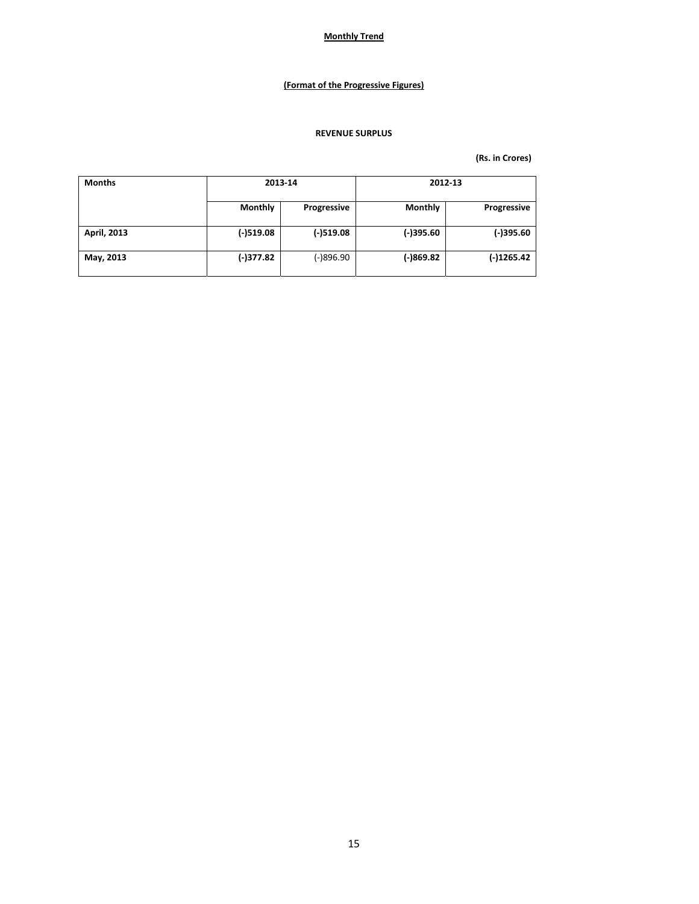**Monthly Trend**

**(Format of the Progressive Figures)**

**REVENUE SURPLUS**

**(Rs. in Crores)**

| Months | 2013-14 | | 2012-13 | |
|---|---|---|---|---|
| | Monthly | Progressive | Monthly | Progressive |
| **April, 2013** | **(-)519.08** | **(-)519.08** | **(-)395.60** | **(-)395.60** |
| **May, 2013** | **(-)377.82** | (-)896.90 | **(-)869.82** | **(-)1265.42** |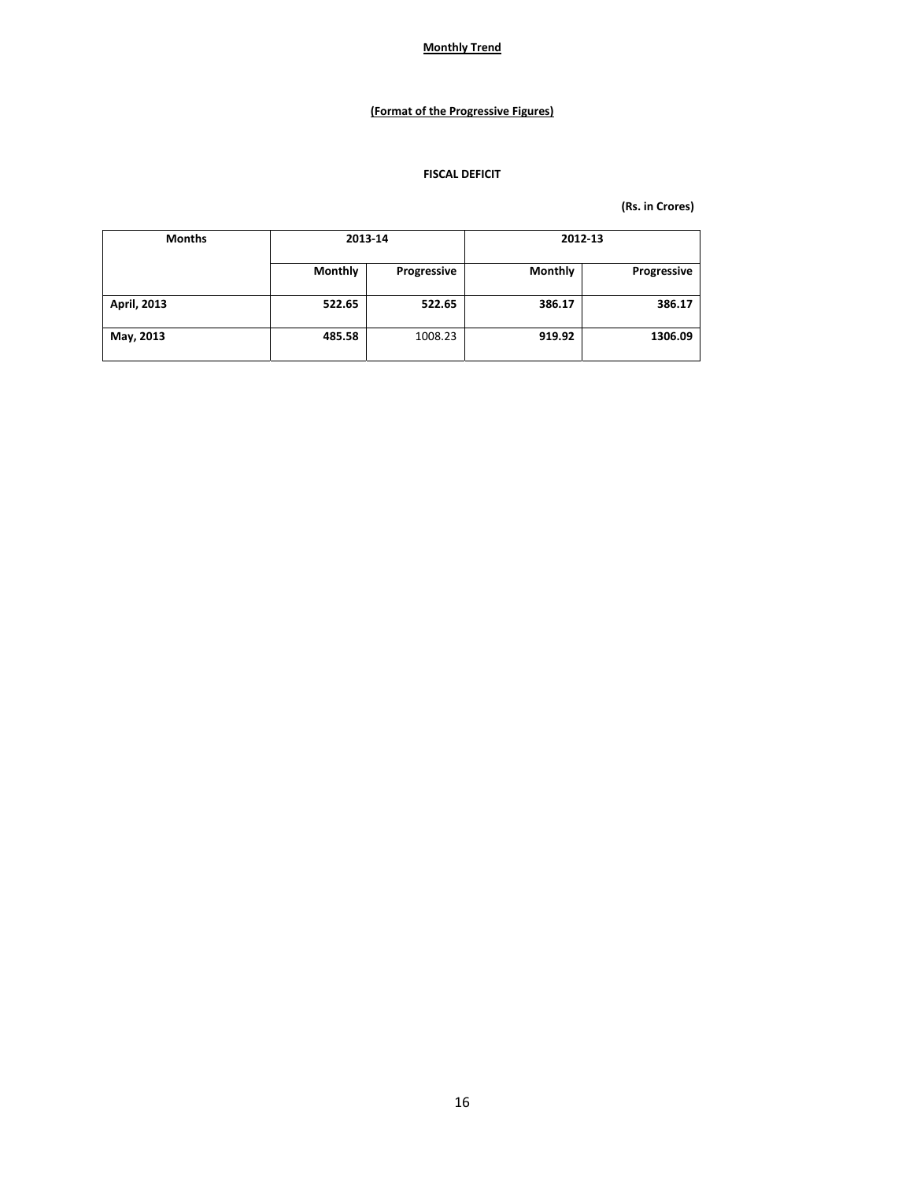**Monthly Trend**

**(Format of the Progressive Figures)**

**FISCAL DEFICIT**

**(Rs. in Crores)**

| Months | 2013-14 | | 2012-13 | |
|---|---|---|---|---|
| | **Monthly** | **Progressive** | **Monthly** | **Progressive** |
| **April, 2013** | **522.65** | **522.65** | **386.17** | **386.17** |
| **May, 2013** | **485.58** | 1008.23 | **919.92** | **1306.09** |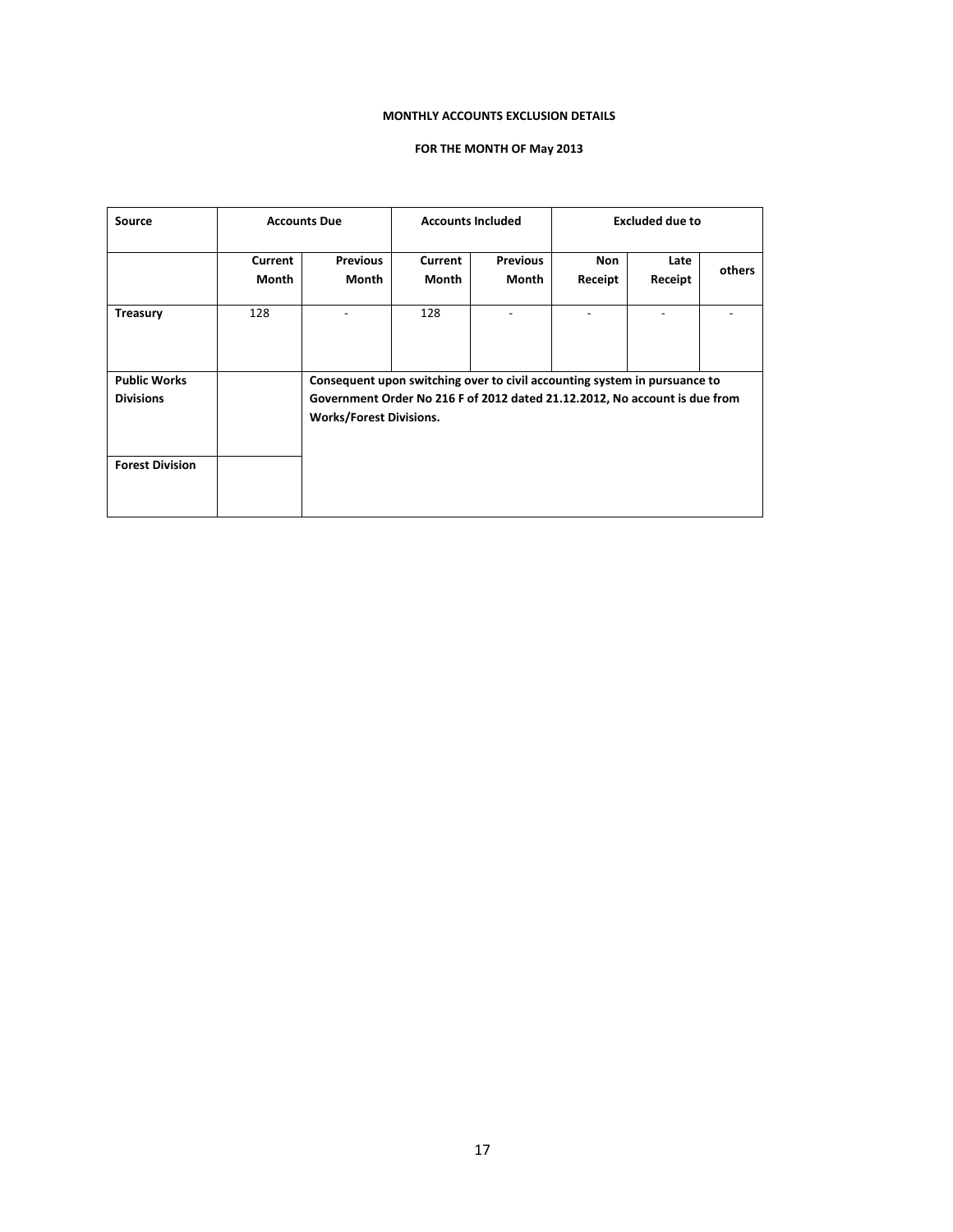**MONTHLY ACCOUNTS EXCLUSION DETAILS**

**FOR THE MONTH OF May 2013**

| Source | Accounts Due | | Accounts Included | | Excluded due to | | |
|---|---|---|---|---|---|---|---|
| | Current Month | Previous Month | Current Month | Previous Month | Non Receipt | Late Receipt | others |
| **Treasury** | 128 | - | 128 | - | - | - | - |
| **Public Works Divisions** | | **Consequent upon switching over to civil accounting system in pursuance to Government Order No 216 F of 2012 dated 21.12.2012, No account is due from Works/Forest Divisions.** | | | | | |
| **Forest Division** | | | | | | | |